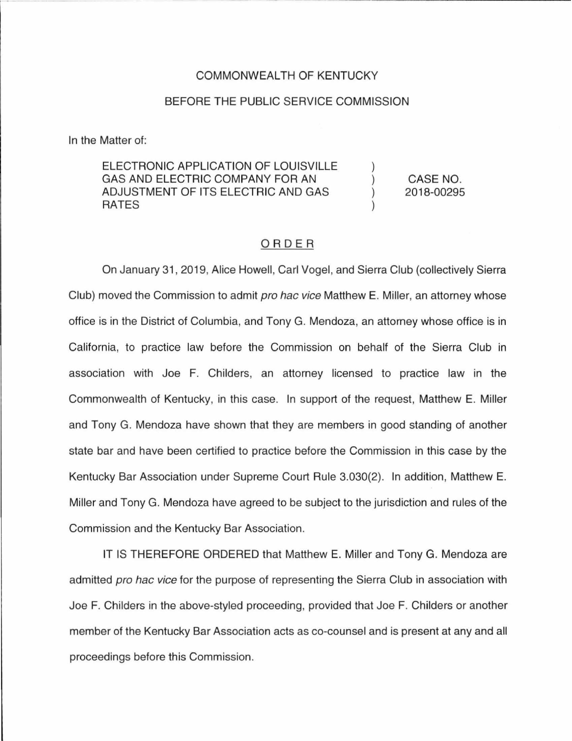COMMONWEALTH OF KENTUCKY

BEFORE THE PUBLIC SERVICE COMMISSION

In the Matter of:

| | | |
|---|---|---|
| ELECTRONIC APPLICATION OF LOUISVILLE GAS AND ELECTRIC COMPANY FOR AN ADJUSTMENT OF ITS ELECTRIC AND GAS RATES | ) ) ) ) | CASE NO. 2018-00295 |

## ORDER

On January 31, 2019, Alice Howell, Carl Vogel, and Sierra Club (collectively Sierra Club) moved the Commission to admit *pro hac vice* Matthew E. Miller, an attorney whose office is in the District of Columbia, and Tony G. Mendoza, an attorney whose office is in California, to practice law before the Commission on behalf of the Sierra Club in association with Joe F. Childers, an attorney licensed to practice law in the Commonwealth of Kentucky, in this case. In support of the request, Matthew E. Miller and Tony G. Mendoza have shown that they are members in good standing of another state bar and have been certified to practice before the Commission in this case by the Kentucky Bar Association under Supreme Court Rule 3.030(2). In addition, Matthew E. Miller and Tony G. Mendoza have agreed to be subject to the jurisdiction and rules of the Commission and the Kentucky Bar Association.

IT IS THEREFORE ORDERED that Matthew E. Miller and Tony G. Mendoza are admitted *pro hac vice* for the purpose of representing the Sierra Club in association with Joe F. Childers in the above-styled proceeding, provided that Joe F. Childers or another member of the Kentucky Bar Association acts as co-counsel and is present at any and all proceedings before this Commission.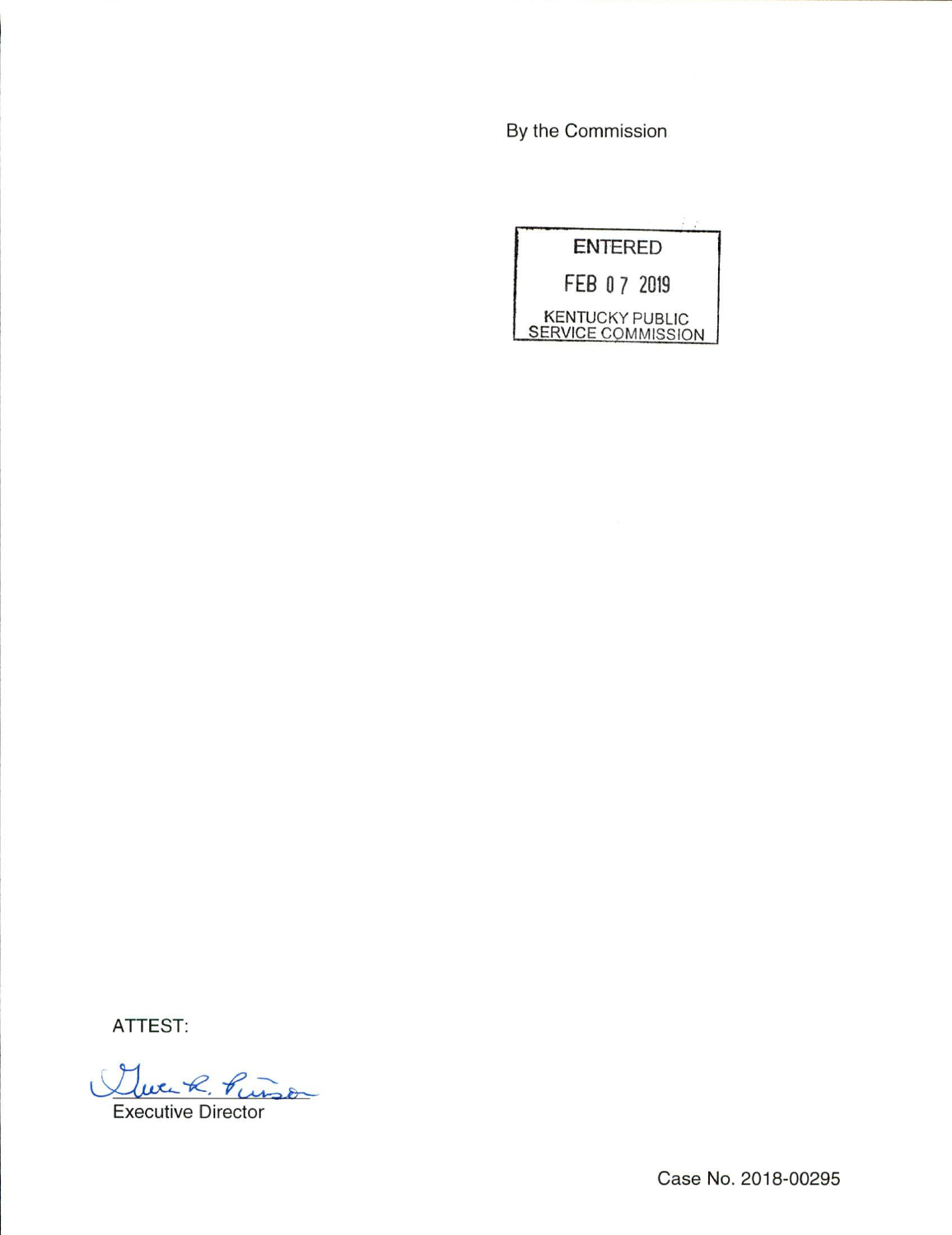By the Commission

ENTERED

FEB 07 2019

KENTUCKY PUBLIC SERVICE COMMISSION

ATTEST:

Executive Director

Case No. 2018-00295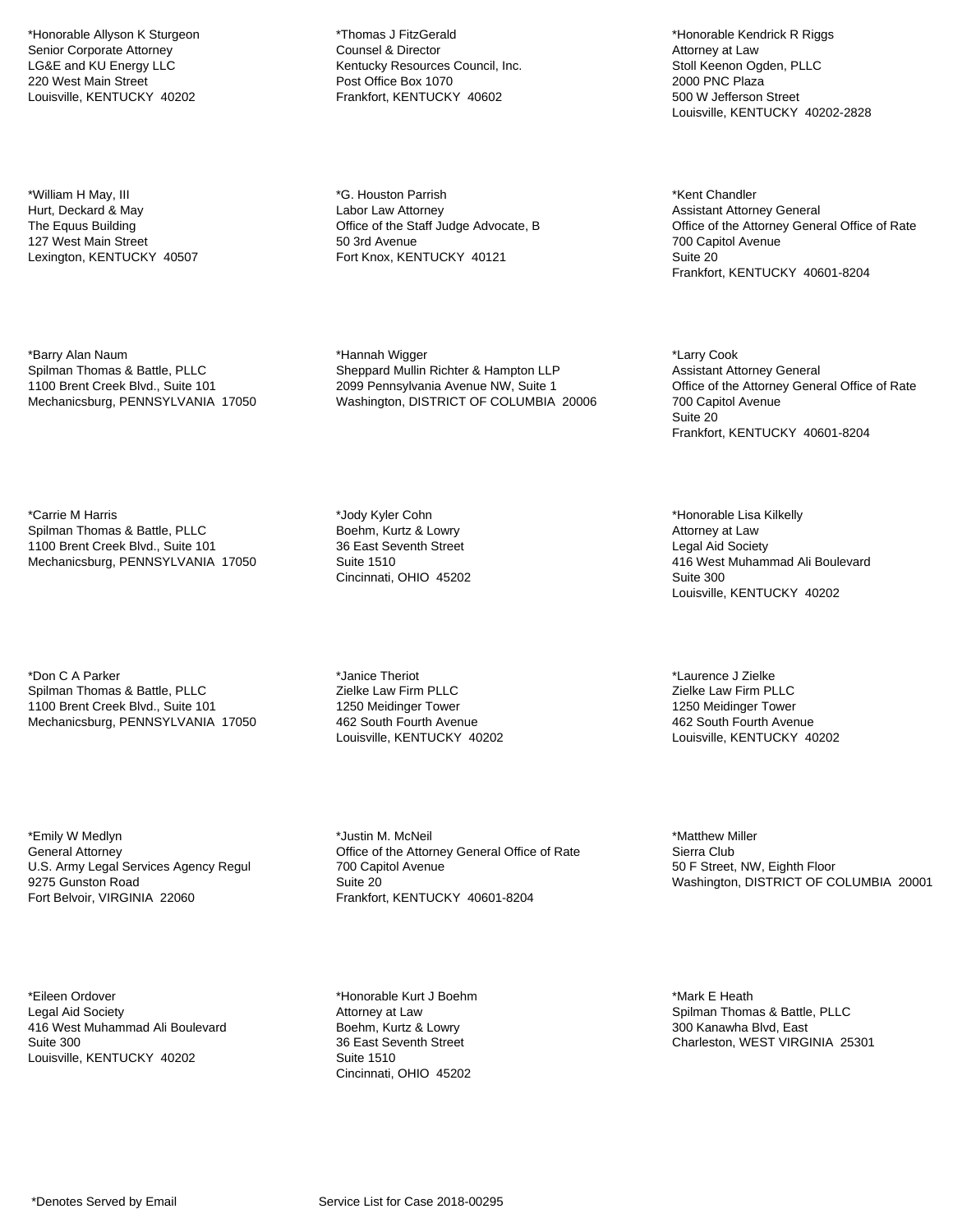*Honorable Allyson K Sturgeon
Senior Corporate Attorney
LG&E and KU Energy LLC
220 West Main Street
Louisville, KENTUCKY  40202

*Thomas J FitzGerald
Counsel & Director
Kentucky Resources Council, Inc.
Post Office Box 1070
Frankfort, KENTUCKY  40602

*Honorable Kendrick R Riggs
Attorney at Law
Stoll Keenon Ogden, PLLC
2000 PNC Plaza
500 W Jefferson Street
Louisville, KENTUCKY  40202-2828

*William H May, III
Hurt, Deckard & May
The Equus Building
127 West Main Street
Lexington, KENTUCKY  40507

*G. Houston Parrish
Labor Law Attorney
Office of the Staff Judge Advocate, B
50 3rd Avenue
Fort Knox, KENTUCKY  40121

*Kent Chandler
Assistant Attorney General
Office of the Attorney General Office of Rate
700 Capitol Avenue
Suite 20
Frankfort, KENTUCKY  40601-8204

*Barry Alan Naum
Spilman Thomas & Battle, PLLC
1100 Brent Creek Blvd., Suite 101
Mechanicsburg, PENNSYLVANIA  17050

*Hannah Wigger
Sheppard Mullin Richter & Hampton LLP
2099 Pennsylvania Avenue NW, Suite 1
Washington, DISTRICT OF COLUMBIA  20006

*Larry Cook
Assistant Attorney General
Office of the Attorney General Office of Rate
700 Capitol Avenue
Suite 20
Frankfort, KENTUCKY  40601-8204

*Carrie M Harris
Spilman Thomas & Battle, PLLC
1100 Brent Creek Blvd., Suite 101
Mechanicsburg, PENNSYLVANIA  17050

*Jody Kyler Cohn
Boehm, Kurtz & Lowry
36 East Seventh Street
Suite 1510
Cincinnati, OHIO  45202

*Honorable Lisa Kilkelly
Attorney at Law
Legal Aid Society
416 West Muhammad Ali Boulevard
Suite 300
Louisville, KENTUCKY  40202

*Don C A Parker
Spilman Thomas & Battle, PLLC
1100 Brent Creek Blvd., Suite 101
Mechanicsburg, PENNSYLVANIA  17050

*Janice Theriot
Zielke Law Firm PLLC
1250 Meidinger Tower
462 South Fourth Avenue
Louisville, KENTUCKY  40202

*Laurence J Zielke
Zielke Law Firm PLLC
1250 Meidinger Tower
462 South Fourth Avenue
Louisville, KENTUCKY  40202

*Emily W Medlyn
General Attorney
U.S. Army Legal Services Agency Regul
9275 Gunston Road
Fort Belvoir, VIRGINIA  22060

*Justin M. McNeil
Office of the Attorney General Office of Rate
700 Capitol Avenue
Suite 20
Frankfort, KENTUCKY  40601-8204

*Matthew Miller
Sierra Club
50 F Street, NW, Eighth Floor
Washington, DISTRICT OF COLUMBIA  20001

*Eileen Ordover
Legal Aid Society
416 West Muhammad Ali Boulevard
Suite 300
Louisville, KENTUCKY  40202

*Honorable Kurt J Boehm
Attorney at Law
Boehm, Kurtz & Lowry
36 East Seventh Street
Suite 1510
Cincinnati, OHIO  45202

*Mark E Heath
Spilman Thomas & Battle, PLLC
300 Kanawha Blvd, East
Charleston, WEST VIRGINIA  25301

*Denotes Served by Email

Service List for Case 2018-00295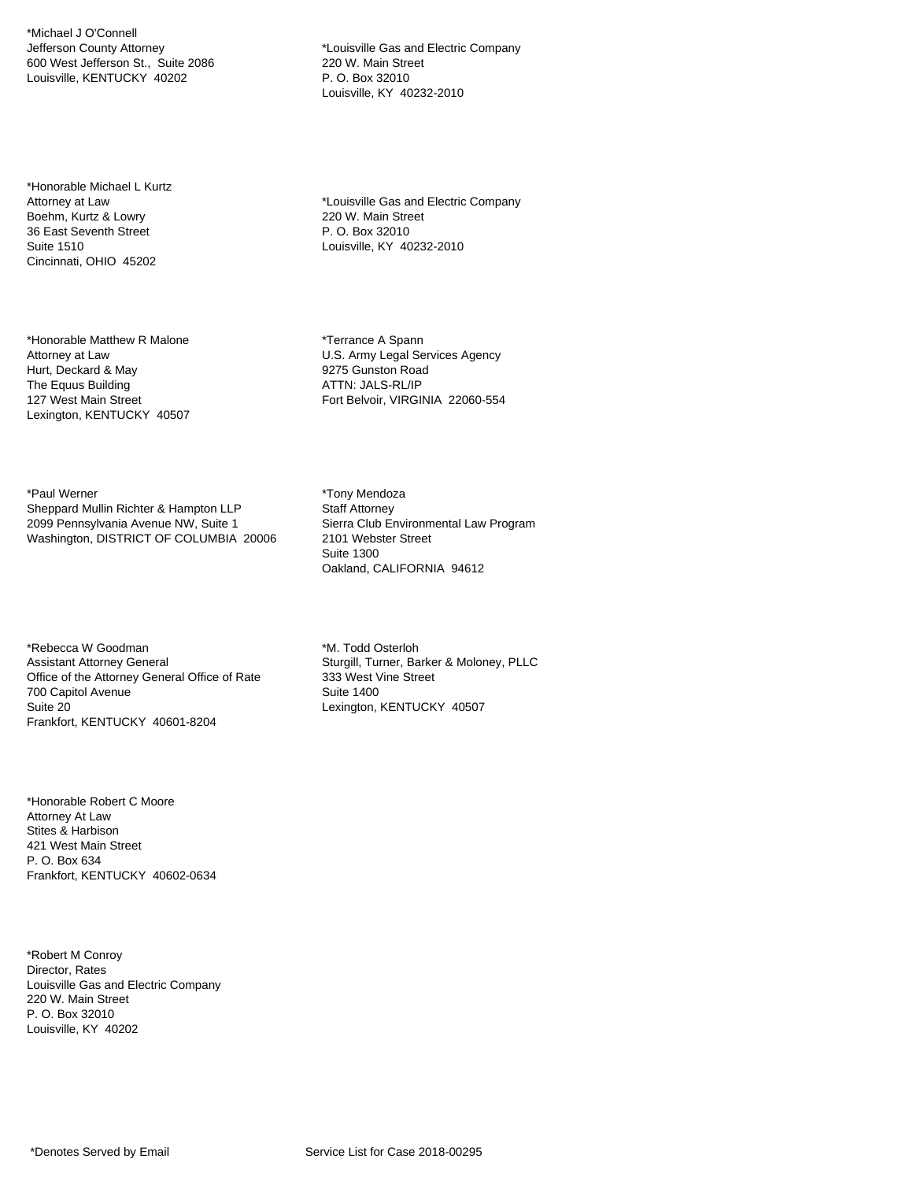*Michael J O'Connell
Jefferson County Attorney
600 West Jefferson St., Suite 2086
Louisville, KENTUCKY 40202

*Louisville Gas and Electric Company
220 W. Main Street
P. O. Box 32010
Louisville, KY 40232-2010

*Honorable Michael L Kurtz
Attorney at Law
Boehm, Kurtz & Lowry
36 East Seventh Street
Suite 1510
Cincinnati, OHIO 45202

*Louisville Gas and Electric Company
220 W. Main Street
P. O. Box 32010
Louisville, KY 40232-2010

*Honorable Matthew R Malone
Attorney at Law
Hurt, Deckard & May
The Equus Building
127 West Main Street
Lexington, KENTUCKY 40507

*Terrance A Spann
U.S. Army Legal Services Agency
9275 Gunston Road
ATTN: JALS-RL/IP
Fort Belvoir, VIRGINIA 22060-554

*Paul Werner
Sheppard Mullin Richter & Hampton LLP
2099 Pennsylvania Avenue NW, Suite 1
Washington, DISTRICT OF COLUMBIA 20006

*Tony Mendoza
Staff Attorney
Sierra Club Environmental Law Program
2101 Webster Street
Suite 1300
Oakland, CALIFORNIA 94612

*Rebecca W Goodman
Assistant Attorney General
Office of the Attorney General Office of Rate
700 Capitol Avenue
Suite 20
Frankfort, KENTUCKY 40601-8204

*M. Todd Osterloh
Sturgill, Turner, Barker & Moloney, PLLC
333 West Vine Street
Suite 1400
Lexington, KENTUCKY 40507

*Honorable Robert C Moore
Attorney At Law
Stites & Harbison
421 West Main Street
P. O. Box 634
Frankfort, KENTUCKY 40602-0634

*Robert M Conroy
Director, Rates
Louisville Gas and Electric Company
220 W. Main Street
P. O. Box 32010
Louisville, KY 40202

*Denotes Served by Email

Service List for Case 2018-00295